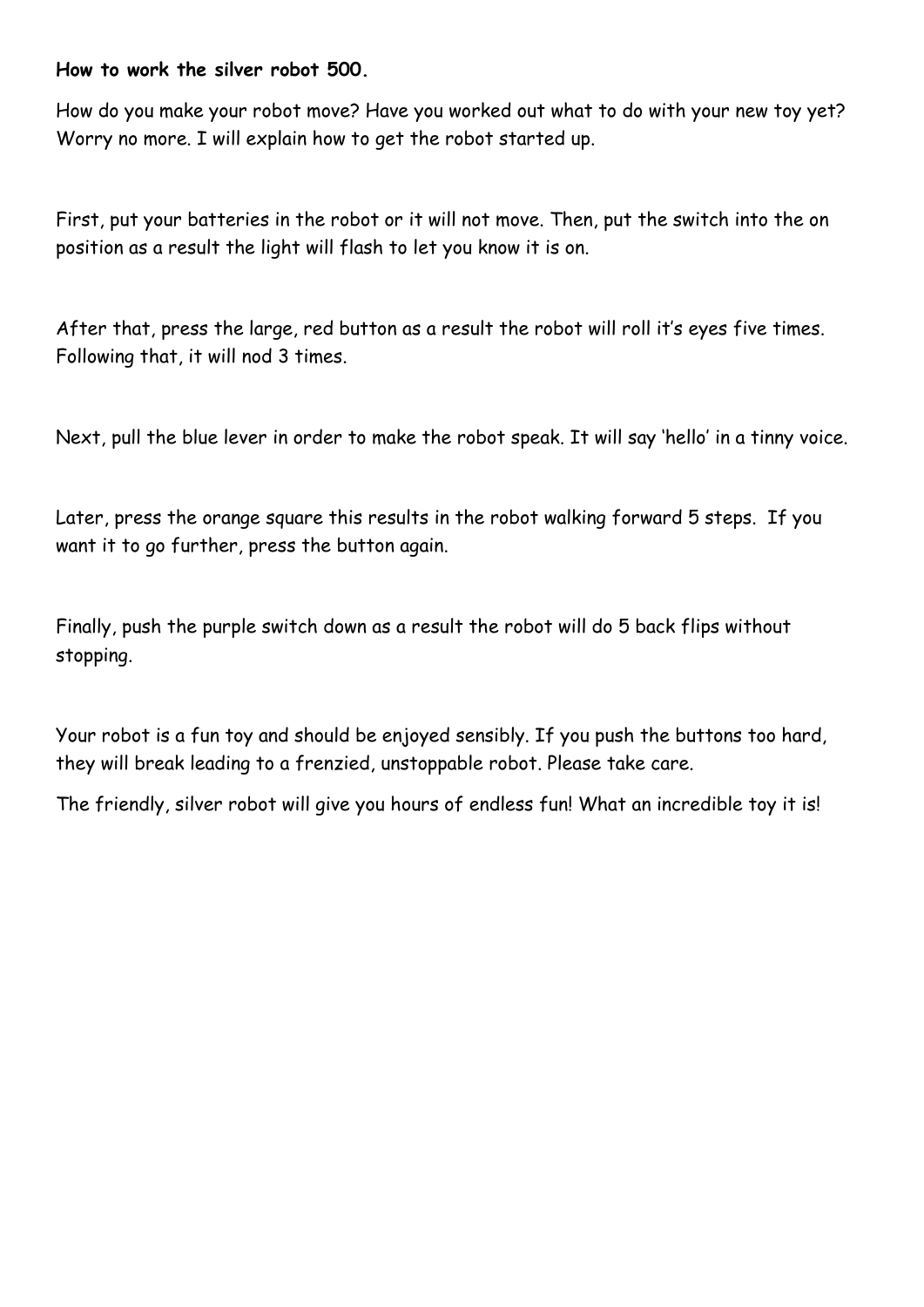**How to work the silver robot 500.**

How do you make your robot move? Have you worked out what to do with your new toy yet? Worry no more. I will explain how to get the robot started up.

First, put your batteries in the robot or it will not move. Then, put the switch into the on position as a result the light will flash to let you know it is on.

After that, press the large, red button as a result the robot will roll it's eyes five times. Following that, it will nod 3 times.

Next, pull the blue lever in order to make the robot speak. It will say 'hello' in a tinny voice.

Later, press the orange square this results in the robot walking forward 5 steps. If you want it to go further, press the button again.

Finally, push the purple switch down as a result the robot will do 5 back flips without stopping.

Your robot is a fun toy and should be enjoyed sensibly. If you push the buttons too hard, they will break leading to a frenzied, unstoppable robot. Please take care.

The friendly, silver robot will give you hours of endless fun! What an incredible toy it is!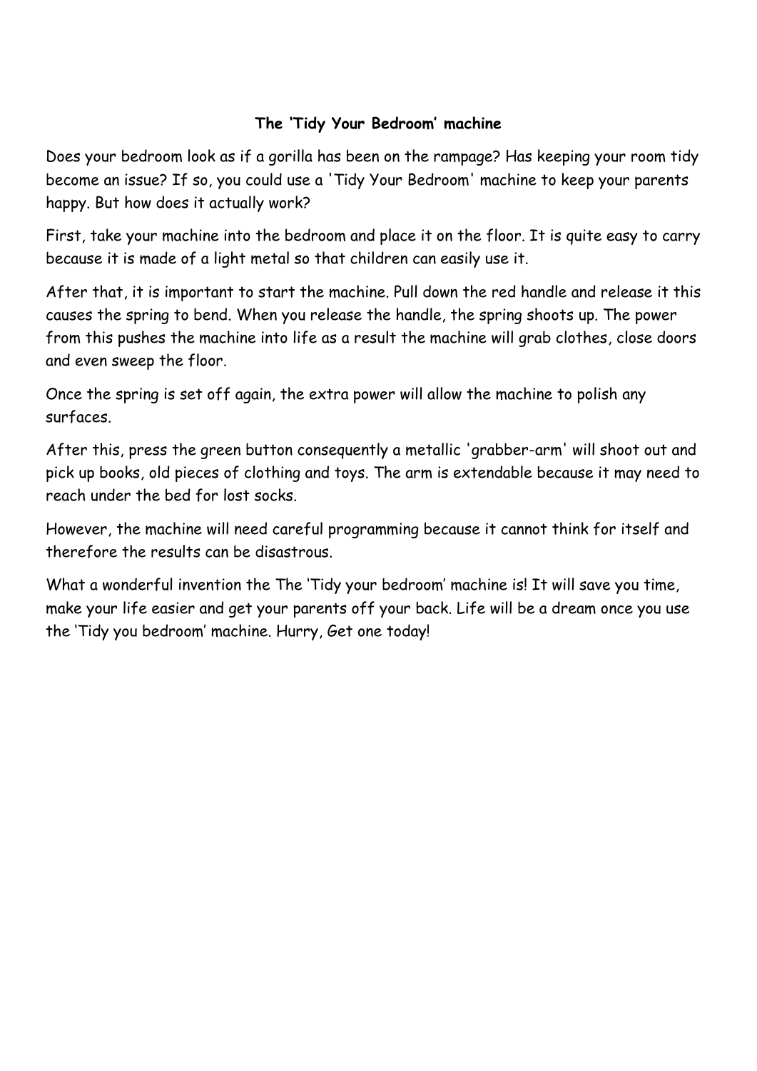**The 'Tidy Your Bedroom' machine**

Does your bedroom look as if a gorilla has been on the rampage? Has keeping your room tidy become an issue? If so, you could use a 'Tidy Your Bedroom' machine to keep your parents happy. But how does it actually work?

First, take your machine into the bedroom and place it on the floor. It is quite easy to carry because it is made of a light metal so that children can easily use it.

After that, it is important to start the machine. Pull down the red handle and release it this causes the spring to bend. When you release the handle, the spring shoots up. The power from this pushes the machine into life as a result the machine will grab clothes, close doors and even sweep the floor.

Once the spring is set off again, the extra power will allow the machine to polish any surfaces.

After this, press the green button consequently a metallic 'grabber-arm' will shoot out and pick up books, old pieces of clothing and toys. The arm is extendable because it may need to reach under the bed for lost socks.

However, the machine will need careful programming because it cannot think for itself and therefore the results can be disastrous.

What a wonderful invention the The 'Tidy your bedroom' machine is! It will save you time, make your life easier and get your parents off your back. Life will be a dream once you use the 'Tidy you bedroom' machine. Hurry, Get one today!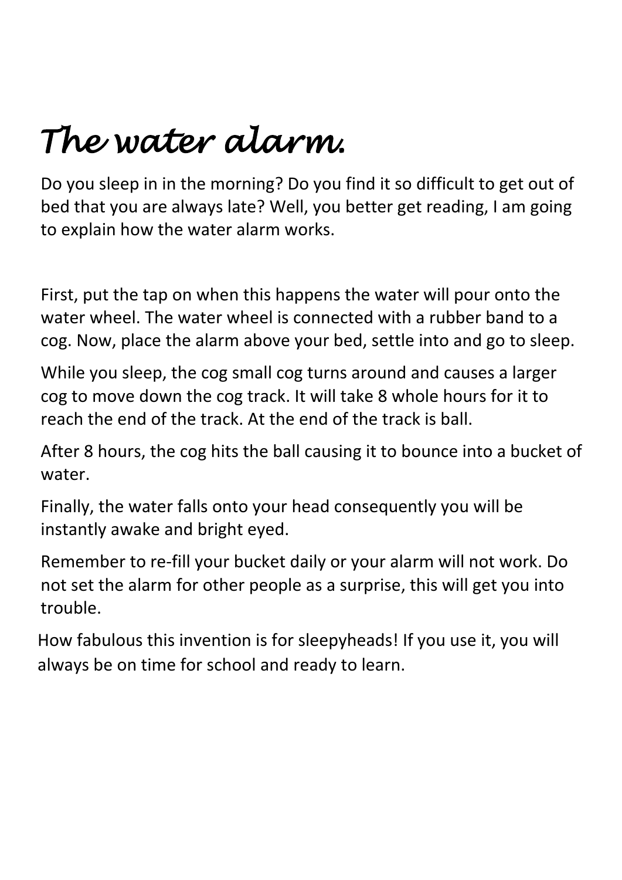# *The water alarm.*

Do you sleep in in the morning? Do you find it so difficult to get out of bed that you are always late? Well, you better get reading, I am going to explain how the water alarm works.

First, put the tap on when this happens the water will pour onto the water wheel. The water wheel is connected with a rubber band to a cog. Now, place the alarm above your bed, settle into and go to sleep.

While you sleep, the cog small cog turns around and causes a larger cog to move down the cog track. It will take 8 whole hours for it to reach the end of the track. At the end of the track is ball.

After 8 hours, the cog hits the ball causing it to bounce into a bucket of water.

Finally, the water falls onto your head consequently you will be instantly awake and bright eyed.

Remember to re-fill your bucket daily or your alarm will not work. Do not set the alarm for other people as a surprise, this will get you into trouble.

How fabulous this invention is for sleepyheads! If you use it, you will always be on time for school and ready to learn.